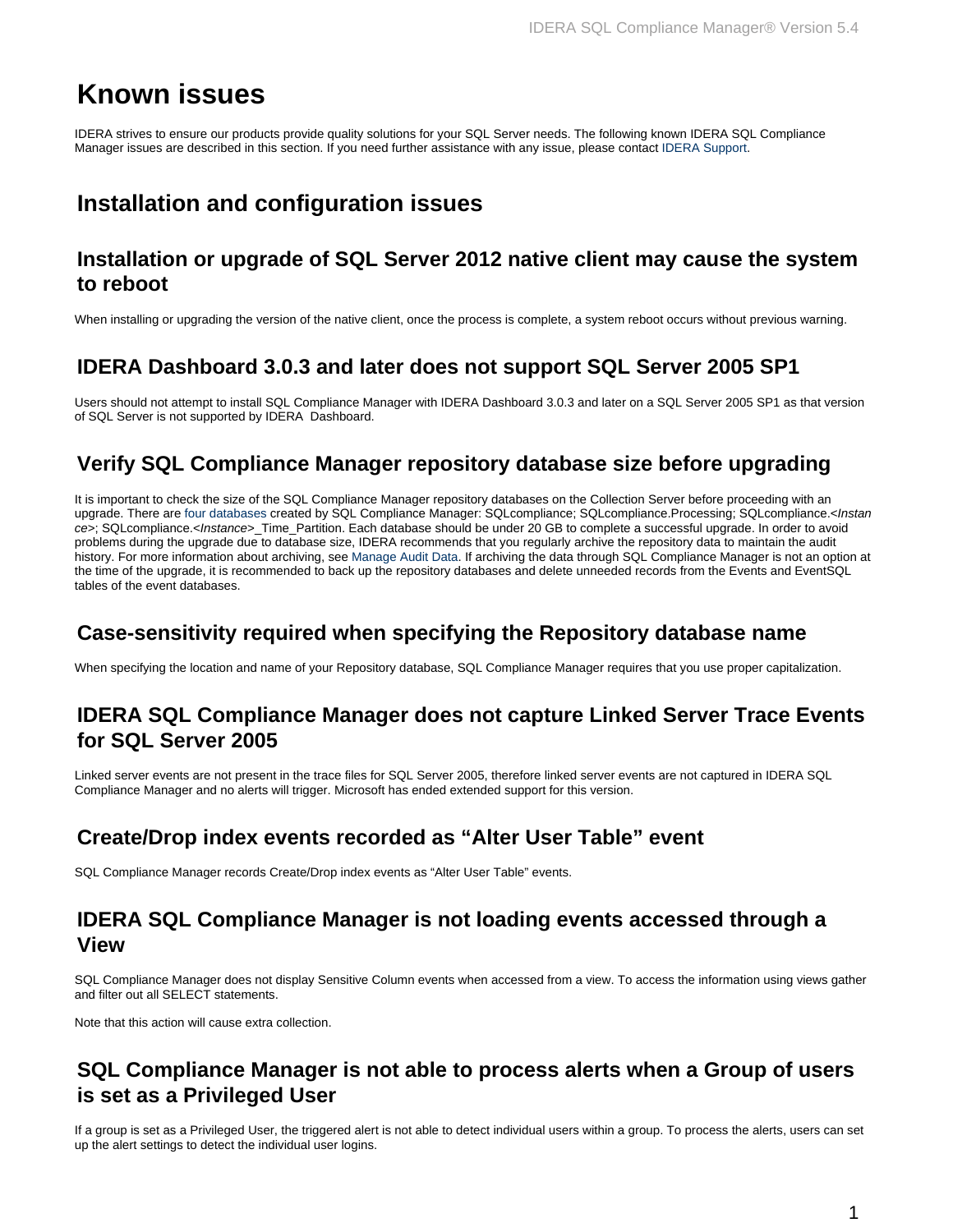# Known issues

IDERA strives to ensure our products provide quality solutions for your SQL Server needs. The following known IDERA SQL Compliance Manager issues are described in this section. If you need further assistance with any issue, please contact IDERA Support.

## Installation and configuration issues

### Installation or upgrade of SQL Server 2012 native client may cause the system to reboot

When installing or upgrading the version of the native client, once the process is complete, a system reboot occurs without previous warning.

### IDERA Dashboard 3.0.3 and later does not support SQL Server 2005 SP1

Users should not attempt to install SQL Compliance Manager with IDERA Dashboard 3.0.3 and later on a SQL Server 2005 SP1 as that version of SQL Server is not supported by IDERA Dashboard.

### Verify SQL Compliance Manager repository database size before upgrading

It is important to check the size of the SQL Compliance Manager repository databases on the Collection Server before proceeding with an upgrade. There are four databases created by SQL Compliance Manager: SQLcompliance; SQLcompliance.Processing; SQLcompliance.<*Instance*>; SQLcompliance.<*Instance*>_Time_Partition. Each database should be under 20 GB to complete a successful upgrade. In order to avoid problems during the upgrade due to database size, IDERA recommends that you regularly archive the repository data to maintain the audit history. For more information about archiving, see Manage Audit Data. If archiving the data through SQL Compliance Manager is not an option at the time of the upgrade, it is recommended to back up the repository databases and delete unneeded records from the Events and EventSQL tables of the event databases.

### Case-sensitivity required when specifying the Repository database name

When specifying the location and name of your Repository database, SQL Compliance Manager requires that you use proper capitalization.

### IDERA SQL Compliance Manager does not capture Linked Server Trace Events for SQL Server 2005

Linked server events are not present in the trace files for SQL Server 2005, therefore linked server events are not captured in IDERA SQL Compliance Manager and no alerts will trigger. Microsoft has ended extended support for this version.

### Create/Drop index events recorded as "Alter User Table" event

SQL Compliance Manager records Create/Drop index events as "Alter User Table" events.

### IDERA SQL Compliance Manager is not loading events accessed through a View

SQL Compliance Manager does not display Sensitive Column events when accessed from a view. To access the information using views gather and filter out all SELECT statements.

Note that this action will cause extra collection.

### SQL Compliance Manager is not able to process alerts when a Group of users is set as a Privileged User

If a group is set as a Privileged User, the triggered alert is not able to detect individual users within a group. To process the alerts, users can set up the alert settings to detect the individual user logins.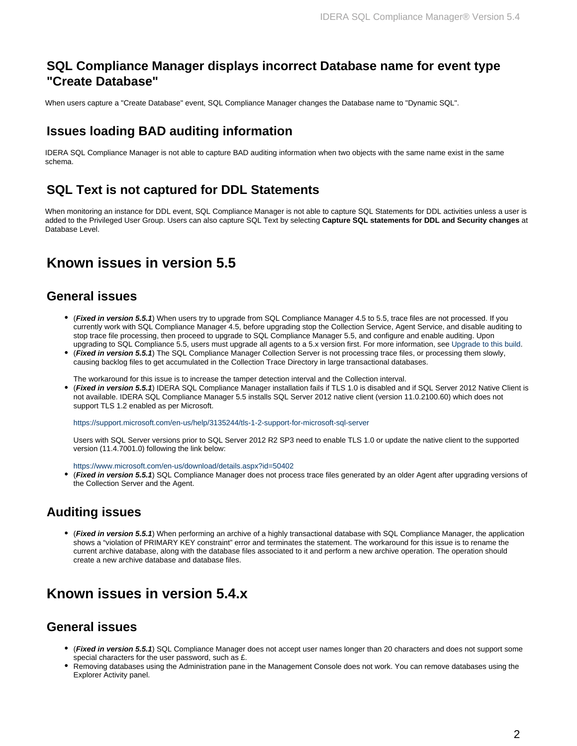## SQL Compliance Manager displays incorrect Database name for event type "Create Database"

When users capture a "Create Database" event, SQL Compliance Manager changes the Database name to "Dynamic SQL".

## Issues loading BAD auditing information

IDERA SQL Compliance Manager is not able to capture BAD auditing information when two objects with the same name exist in the same schema.

## SQL Text is not captured for DDL Statements

When monitoring an instance for DDL event, SQL Compliance Manager is not able to capture SQL Statements for DDL activities unless a user is added to the Privileged User Group. Users can also capture SQL Text by selecting **Capture SQL statements for DDL and Security changes** at Database Level.

# Known issues in version 5.5

## General issues

- (***Fixed in version 5.5.1***) When users try to upgrade from SQL Compliance Manager 4.5 to 5.5, trace files are not processed. If you currently work with SQL Compliance Manager 4.5, before upgrading stop the Collection Service, Agent Service, and disable auditing to stop trace file processing, then proceed to upgrade to SQL Compliance Manager 5.5, and configure and enable auditing. Upon upgrading to SQL Compliance 5.5, users must upgrade all agents to a 5.x version first. For more information, see Upgrade to this build.
- (***Fixed in version 5.5.1***) The SQL Compliance Manager Collection Server is not processing trace files, or processing them slowly, causing backlog files to get accumulated in the Collection Trace Directory in large transactional databases.

  The workaround for this issue is to increase the tamper detection interval and the Collection interval.
- (***Fixed in version 5.5.1***) IDERA SQL Compliance Manager installation fails if TLS 1.0 is disabled and if SQL Server 2012 Native Client is not available. IDERA SQL Compliance Manager 5.5 installs SQL Server 2012 native client (version 11.0.2100.60) which does not support TLS 1.2 enabled as per Microsoft.

  https://support.microsoft.com/en-us/help/3135244/tls-1-2-support-for-microsoft-sql-server

  Users with SQL Server versions prior to SQL Server 2012 R2 SP3 need to enable TLS 1.0 or update the native client to the supported version (11.4.7001.0) following the link below:

  https://www.microsoft.com/en-us/download/details.aspx?id=50402
- (***Fixed in version 5.5.1***) SQL Compliance Manager does not process trace files generated by an older Agent after upgrading versions of the Collection Server and the Agent.

## Auditing issues

- (***Fixed in version 5.5.1***) When performing an archive of a highly transactional database with SQL Compliance Manager, the application shows a "violation of PRIMARY KEY constraint" error and terminates the statement. The workaround for this issue is to rename the current archive database, along with the database files associated to it and perform a new archive operation. The operation should create a new archive database and database files.

# Known issues in version 5.4.x

## General issues

- (***Fixed in version 5.5.1***) SQL Compliance Manager does not accept user names longer than 20 characters and does not support some special characters for the user password, such as £.
- Removing databases using the Administration pane in the Management Console does not work. You can remove databases using the Explorer Activity panel.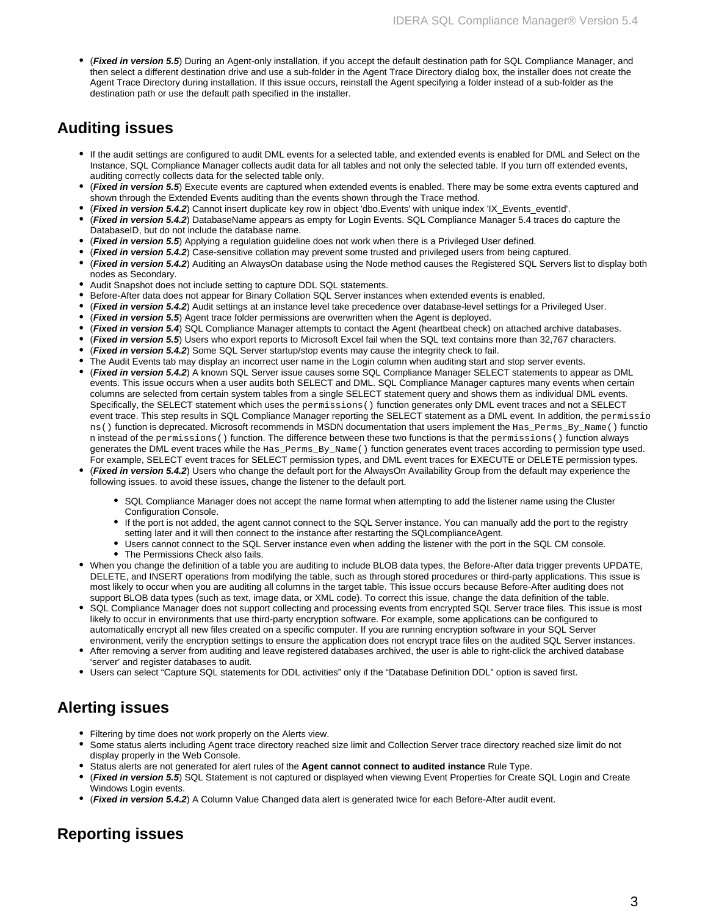- (***Fixed in version 5.5***) During an Agent-only installation, if you accept the default destination path for SQL Compliance Manager, and then select a different destination drive and use a sub-folder in the Agent Trace Directory dialog box, the installer does not create the Agent Trace Directory during installation. If this issue occurs, reinstall the Agent specifying a folder instead of a sub-folder as the destination path or use the default path specified in the installer.

## Auditing issues

- If the audit settings are configured to audit DML events for a selected table, and extended events is enabled for DML and Select on the Instance, SQL Compliance Manager collects audit data for all tables and not only the selected table. If you turn off extended events, auditing correctly collects data for the selected table only.
- (***Fixed in version 5.5***) Execute events are captured when extended events is enabled. There may be some extra events captured and shown through the Extended Events auditing than the events shown through the Trace method.
- (***Fixed in version 5.4.2***) Cannot insert duplicate key row in object 'dbo.Events' with unique index 'IX_Events_eventId'.
- (***Fixed in version 5.4.2***) DatabaseName appears as empty for Login Events. SQL Compliance Manager 5.4 traces do capture the DatabaseID, but do not include the database name.
- (***Fixed in version 5.5***) Applying a regulation guideline does not work when there is a Privileged User defined.
- (***Fixed in version 5.4.2***) Case-sensitive collation may prevent some trusted and privileged users from being captured.
- (***Fixed in version 5.4.2***) Auditing an AlwaysOn database using the Node method causes the Registered SQL Servers list to display both nodes as Secondary.
- Audit Snapshot does not include setting to capture DDL SQL statements.
- Before-After data does not appear for Binary Collation SQL Server instances when extended events is enabled.
- (***Fixed in version 5.4.2***) Audit settings at an instance level take precedence over database-level settings for a Privileged User.
- (***Fixed in version 5.5***) Agent trace folder permissions are overwritten when the Agent is deployed.
- (***Fixed in version 5.4***) SQL Compliance Manager attempts to contact the Agent (heartbeat check) on attached archive databases.
- (***Fixed in version 5.5***) Users who export reports to Microsoft Excel fail when the SQL text contains more than 32,767 characters.
- (***Fixed in version 5.4.2***) Some SQL Server startup/stop events may cause the integrity check to fail.
- The Audit Events tab may display an incorrect user name in the Login column when auditing start and stop server events.
- (***Fixed in version 5.4.2***) A known SQL Server issue causes some SQL Compliance Manager SELECT statements to appear as DML events. This issue occurs when a user audits both SELECT and DML. SQL Compliance Manager captures many events when certain columns are selected from certain system tables from a single SELECT statement query and shows them as individual DML events. Specifically, the SELECT statement which uses the `permissions()` function generates only DML event traces and not a SELECT event trace. This step results in SQL Compliance Manager reporting the SELECT statement as a DML event. In addition, the `permissions()` function is deprecated. Microsoft recommends in MSDN documentation that users implement the `Has_Perms_By_Name()` function instead of the `permissions()` function. The difference between these two functions is that the `permissions()` function always generates the DML event traces while the `Has_Perms_By_Name()` function generates event traces according to permission type used. For example, SELECT event traces for SELECT permission types, and DML event traces for EXECUTE or DELETE permission types.
- (***Fixed in version 5.4.2***) Users who change the default port for the AlwaysOn Availability Group from the default may experience the following issues. to avoid these issues, change the listener to the default port.
  - SQL Compliance Manager does not accept the name format when attempting to add the listener name using the Cluster Configuration Console.
  - If the port is not added, the agent cannot connect to the SQL Server instance. You can manually add the port to the registry setting later and it will then connect to the instance after restarting the SQLcomplianceAgent.
  - Users cannot connect to the SQL Server instance even when adding the listener with the port in the SQL CM console.
  - The Permissions Check also fails.
- When you change the definition of a table you are auditing to include BLOB data types, the Before-After data trigger prevents UPDATE, DELETE, and INSERT operations from modifying the table, such as through stored procedures or third-party applications. This issue is most likely to occur when you are auditing all columns in the target table. This issue occurs because Before-After auditing does not support BLOB data types (such as text, image data, or XML code). To correct this issue, change the data definition of the table.
- SQL Compliance Manager does not support collecting and processing events from encrypted SQL Server trace files. This issue is most likely to occur in environments that use third-party encryption software. For example, some applications can be configured to automatically encrypt all new files created on a specific computer. If you are running encryption software in your SQL Server environment, verify the encryption settings to ensure the application does not encrypt trace files on the audited SQL Server instances.
- After removing a server from auditing and leave registered databases archived, the user is able to right-click the archived database 'server' and register databases to audit.
- Users can select "Capture SQL statements for DDL activities" only if the "Database Definition DDL" option is saved first.

## Alerting issues

- Filtering by time does not work properly on the Alerts view.
- Some status alerts including Agent trace directory reached size limit and Collection Server trace directory reached size limit do not display properly in the Web Console.
- Status alerts are not generated for alert rules of the **Agent cannot connect to audited instance** Rule Type.
- (***Fixed in version 5.5***) SQL Statement is not captured or displayed when viewing Event Properties for Create SQL Login and Create Windows Login events.
- (***Fixed in version 5.4.2***) A Column Value Changed data alert is generated twice for each Before-After audit event.

## Reporting issues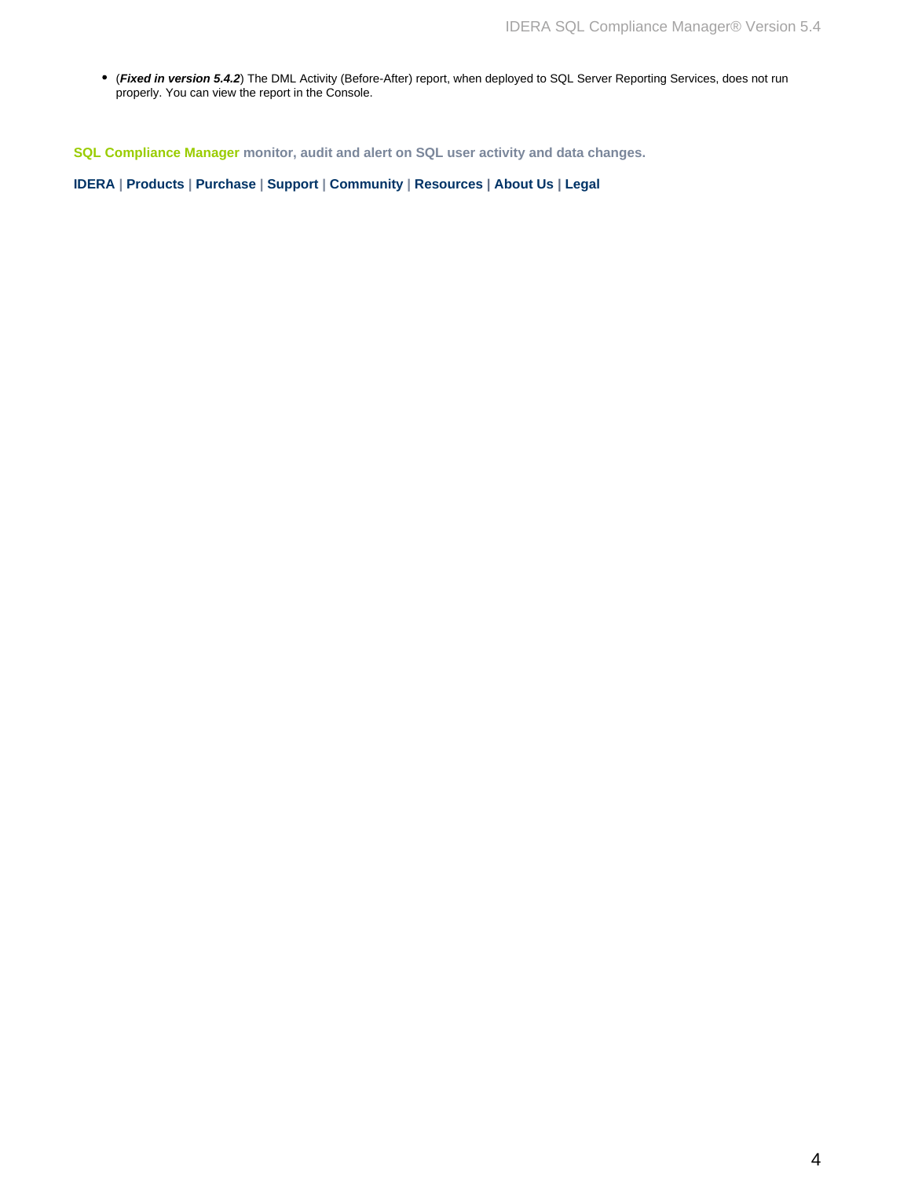- (***Fixed in version 5.4.2***) The DML Activity (Before-After) report, when deployed to SQL Server Reporting Services, does not run properly. You can view the report in the Console.

**SQL Compliance Manager monitor, audit and alert on SQL user activity and data changes.**

**IDERA | Products | Purchase | Support | Community | Resources | About Us | Legal**